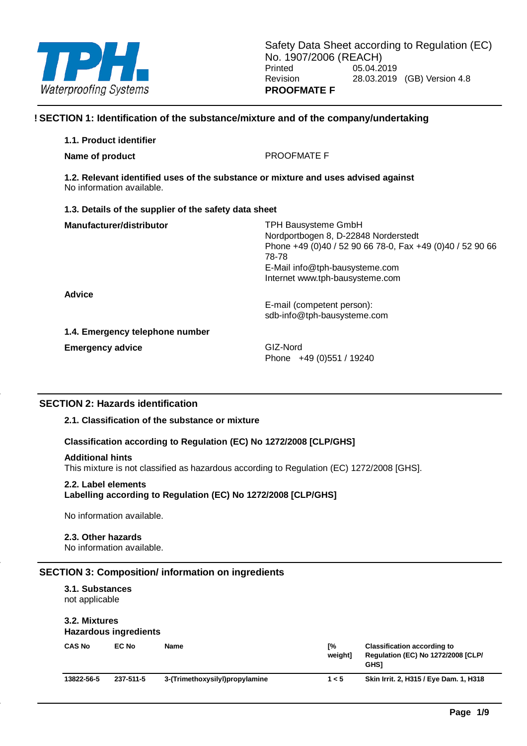TPH. Waterproofing Systems

Safety Data Sheet according to Regulation (EC) No. 1907/2006 (REACH)

Printed 05.04.2019

Revision 28.03.2019 (GB) Version 4.8

**PROOFMATE F**

## ! SECTION 1: Identification of the substance/mixture and of the company/undertaking

### 1.1. Product identifier

**Name of product** PROOFMATE F

### 1.2. Relevant identified uses of the substance or mixture and uses advised against

No information available.

### 1.3. Details of the supplier of the safety data sheet

**Manufacturer/distributor**

TPH Bausysteme GmbH
Nordportbogen 8, D-22848 Norderstedt
Phone +49 (0)40 / 52 90 66 78-0, Fax +49 (0)40 / 52 90 66 78-78
E-Mail info@tph-bausysteme.com
Internet www.tph-bausysteme.com

**Advice**

E-mail (competent person):
sdb-info@tph-bausysteme.com

### 1.4. Emergency telephone number

**Emergency advice**

GIZ-Nord
Phone +49 (0)551 / 19240

## SECTION 2: Hazards identification

### 2.1. Classification of the substance or mixture

**Classification according to Regulation (EC) No 1272/2008 [CLP/GHS]**

**Additional hints**

This mixture is not classified as hazardous according to Regulation (EC) 1272/2008 [GHS].

### 2.2. Label elements

**Labelling according to Regulation (EC) No 1272/2008 [CLP/GHS]**

No information available.

### 2.3. Other hazards

No information available.

## SECTION 3: Composition/ information on ingredients

### 3.1. Substances

not applicable

### 3.2. Mixtures

**Hazardous ingredients**

| CAS No | EC No | Name | [% weight] | Classification according to Regulation (EC) No 1272/2008 [CLP/ GHS] |
|---|---|---|---|---|
| **13822-56-5** | **237-511-5** | **3-(Trimethoxysilyl)propylamine** | **1 < 5** | **Skin Irrit. 2, H315 / Eye Dam. 1, H318** |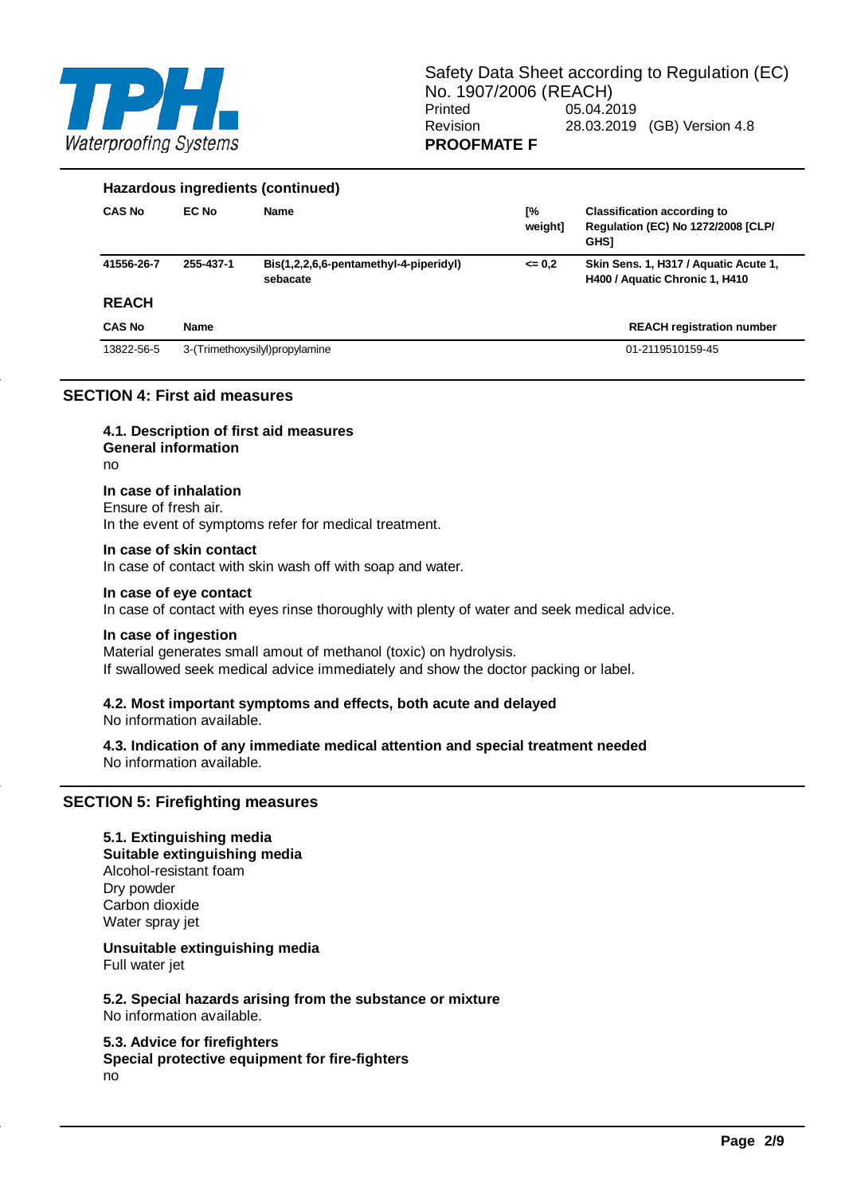**Hazardous ingredients (continued)**

| CAS No | EC No | Name | [% weight] | Classification according to Regulation (EC) No 1272/2008 [CLP/ GHS] |
|---|---|---|---|---|
| 41556-26-7 | 255-437-1 | Bis(1,2,2,6,6-pentamethyl-4-piperidyl) sebacate | <= 0,2 | Skin Sens. 1, H317 / Aquatic Acute 1, H400 / Aquatic Chronic 1, H410 |

**REACH**

| CAS No | Name | REACH registration number |
|---|---|---|
| 13822-56-5 | 3-(Trimethoxysilyl)propylamine | 01-2119510159-45 |

## SECTION 4: First aid measures

### 4.1. Description of first aid measures

**General information**

no

**In case of inhalation**

Ensure of fresh air.
In the event of symptoms refer for medical treatment.

**In case of skin contact**

In case of contact with skin wash off with soap and water.

**In case of eye contact**

In case of contact with eyes rinse thoroughly with plenty of water and seek medical advice.

**In case of ingestion**

Material generates small amout of methanol (toxic) on hydrolysis.
If swallowed seek medical advice immediately and show the doctor packing or label.

### 4.2. Most important symptoms and effects, both acute and delayed

No information available.

### 4.3. Indication of any immediate medical attention and special treatment needed

No information available.

## SECTION 5: Firefighting measures

### 5.1. Extinguishing media

**Suitable extinguishing media**

Alcohol-resistant foam
Dry powder
Carbon dioxide
Water spray jet

**Unsuitable extinguishing media**

Full water jet

### 5.2. Special hazards arising from the substance or mixture

No information available.

### 5.3. Advice for firefighters

**Special protective equipment for fire-fighters**

no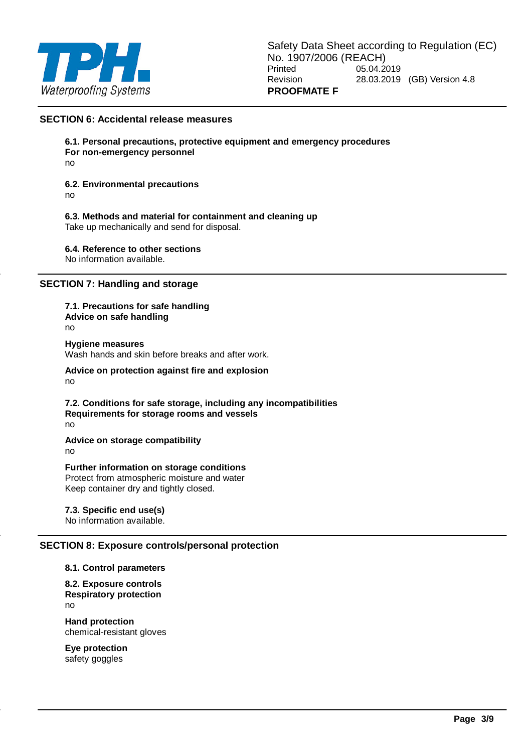## SECTION 6: Accidental release measures

### 6.1. Personal precautions, protective equipment and emergency procedures

**For non-emergency personnel**

no

### 6.2. Environmental precautions

no

### 6.3. Methods and material for containment and cleaning up

Take up mechanically and send for disposal.

### 6.4. Reference to other sections

No information available.

## SECTION 7: Handling and storage

### 7.1. Precautions for safe handling

**Advice on safe handling**

no

**Hygiene measures**

Wash hands and skin before breaks and after work.

**Advice on protection against fire and explosion**

no

### 7.2. Conditions for safe storage, including any incompatibilities

**Requirements for storage rooms and vessels**

no

**Advice on storage compatibility**

no

**Further information on storage conditions**

Protect from atmospheric moisture and water
Keep container dry and tightly closed.

### 7.3. Specific end use(s)

No information available.

## SECTION 8: Exposure controls/personal protection

### 8.1. Control parameters

### 8.2. Exposure controls

**Respiratory protection**

no

**Hand protection**

chemical-resistant gloves

**Eye protection**

safety goggles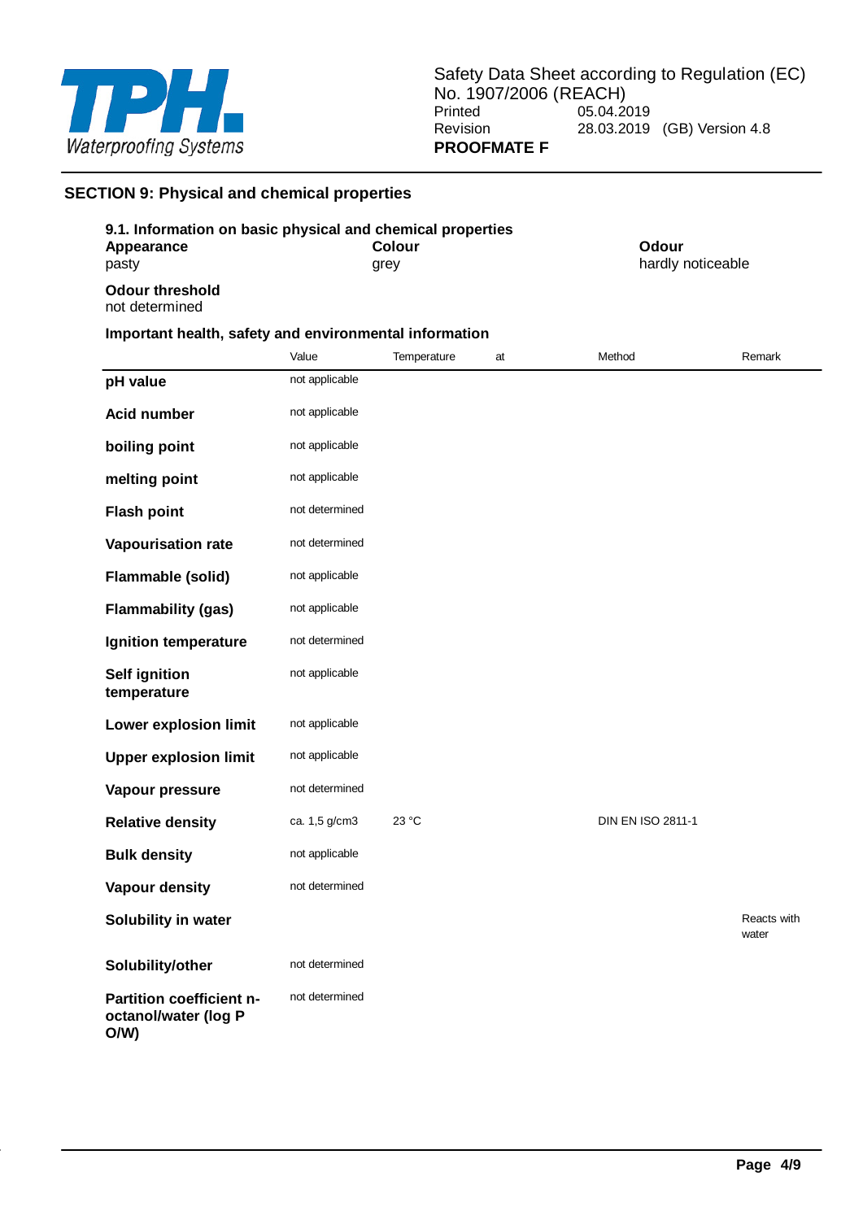## SECTION 9: Physical and chemical properties

### 9.1. Information on basic physical and chemical properties

| **Appearance** | **Colour** | **Odour** |
|---|---|---|
| pasty | grey | hardly noticeable |

**Odour threshold**
not determined

**Important health, safety and environmental information**

| | Value | Temperature | at | Method | Remark |
|---|---|---|---|---|---|
| **pH value** | not applicable | | | | |
| **Acid number** | not applicable | | | | |
| **boiling point** | not applicable | | | | |
| **melting point** | not applicable | | | | |
| **Flash point** | not determined | | | | |
| **Vapourisation rate** | not determined | | | | |
| **Flammable (solid)** | not applicable | | | | |
| **Flammability (gas)** | not applicable | | | | |
| **Ignition temperature** | not determined | | | | |
| **Self ignition temperature** | not applicable | | | | |
| **Lower explosion limit** | not applicable | | | | |
| **Upper explosion limit** | not applicable | | | | |
| **Vapour pressure** | not determined | | | | |
| **Relative density** | ca. 1,5 g/cm3 | 23 °C | | DIN EN ISO 2811-1 | |
| **Bulk density** | not applicable | | | | |
| **Vapour density** | not determined | | | | |
| **Solubility in water** | | | | | Reacts with water |
| **Solubility/other** | not determined | | | | |
| **Partition coefficient n-octanol/water (log P O/W)** | not determined | | | | |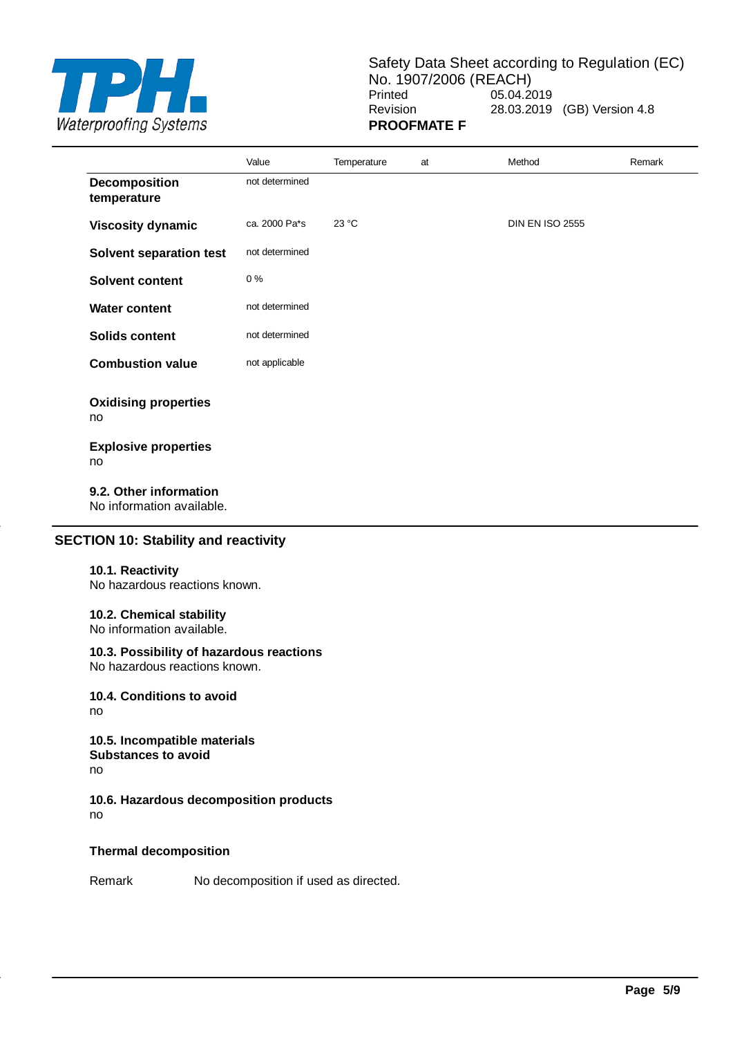| | Value | Temperature | at | Method | Remark |
|---|---|---|---|---|---|
| **Decomposition temperature** | not determined | | | | |
| **Viscosity dynamic** | ca. 2000 Pa*s | 23 °C | | DIN EN ISO 2555 | |
| **Solvent separation test** | not determined | | | | |
| **Solvent content** | 0 % | | | | |
| **Water content** | not determined | | | | |
| **Solids content** | not determined | | | | |
| **Combustion value** | not applicable | | | | |

**Oxidising properties**
no

**Explosive properties**
no

**9.2. Other information**
No information available.

## SECTION 10: Stability and reactivity

**10.1. Reactivity**
No hazardous reactions known.

**10.2. Chemical stability**
No information available.

**10.3. Possibility of hazardous reactions**
No hazardous reactions known.

**10.4. Conditions to avoid**
no

**10.5. Incompatible materials**
**Substances to avoid**
no

**10.6. Hazardous decomposition products**
no

**Thermal decomposition**

| Remark | No decomposition if used as directed. |
|---|---|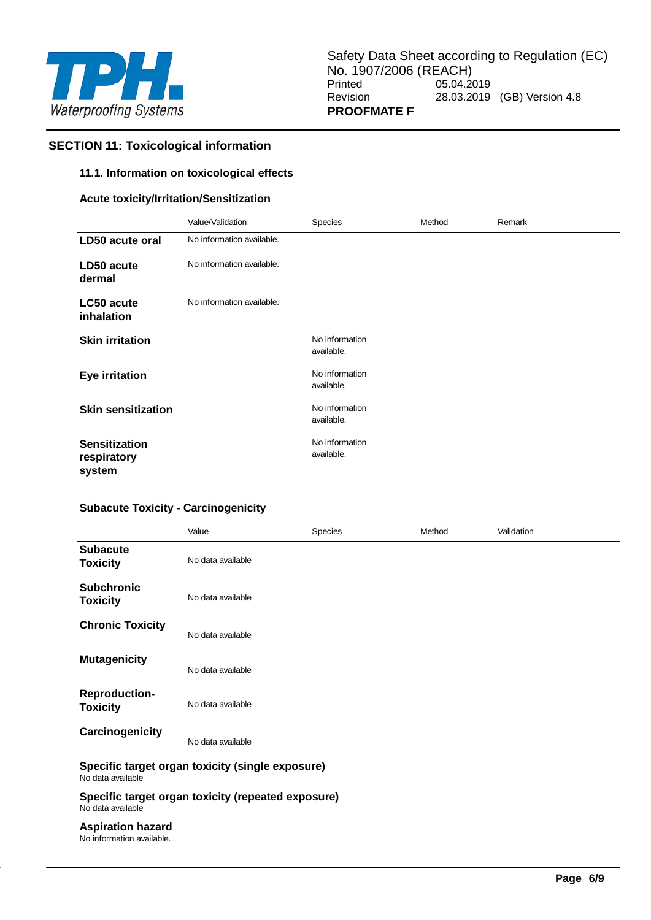## SECTION 11: Toxicological information

### 11.1. Information on toxicological effects

**Acute toxicity/Irritation/Sensitization**

| | Value/Validation | Species | Method | Remark |
|---|---|---|---|---|
| **LD50 acute oral** | No information available. | | | |
| **LD50 acute dermal** | No information available. | | | |
| **LC50 acute inhalation** | No information available. | | | |
| **Skin irritation** | | No information available. | | |
| **Eye irritation** | | No information available. | | |
| **Skin sensitization** | | No information available. | | |
| **Sensitization respiratory system** | | No information available. | | |

**Subacute Toxicity - Carcinogenicity**

| | Value | Species | Method | Validation |
|---|---|---|---|---|
| **Subacute Toxicity** | No data available | | | |
| **Subchronic Toxicity** | No data available | | | |
| **Chronic Toxicity** | No data available | | | |
| **Mutagenicity** | No data available | | | |
| **Reproduction-Toxicity** | No data available | | | |
| **Carcinogenicity** | No data available | | | |

**Specific target organ toxicity (single exposure)**
No data available

**Specific target organ toxicity (repeated exposure)**
No data available

**Aspiration hazard**
No information available.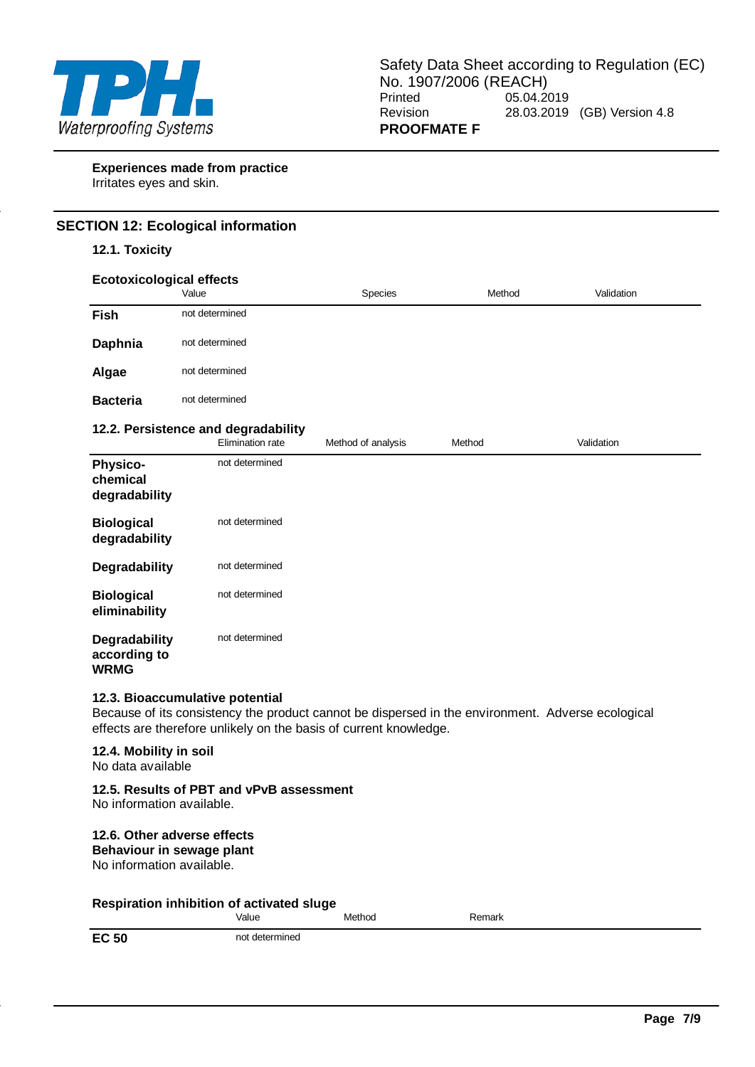**Experiences made from practice**
Irritates eyes and skin.

## SECTION 12: Ecological information

### 12.1. Toxicity

**Ecotoxicological effects**

| | Value | Species | Method | Validation |
|---|---|---|---|---|
| **Fish** | not determined | | | |
| **Daphnia** | not determined | | | |
| **Algae** | not determined | | | |
| **Bacteria** | not determined | | | |

### 12.2. Persistence and degradability

| | Elimination rate | Method of analysis | Method | Validation |
|---|---|---|---|---|
| **Physico-chemical degradability** | not determined | | | |
| **Biological degradability** | not determined | | | |
| **Degradability** | not determined | | | |
| **Biological eliminability** | not determined | | | |
| **Degradability according to WRMG** | not determined | | | |

### 12.3. Bioaccumulative potential

Because of its consistency the product cannot be dispersed in the environment. Adverse ecological effects are therefore unlikely on the basis of current knowledge.

### 12.4. Mobility in soil

No data available

### 12.5. Results of PBT and vPvB assessment

No information available.

### 12.6. Other adverse effects

**Behaviour in sewage plant**
No information available.

**Respiration inhibition of activated sluge**

| | Value | Method | Remark |
|---|---|---|---|
| **EC 50** | not determined | | |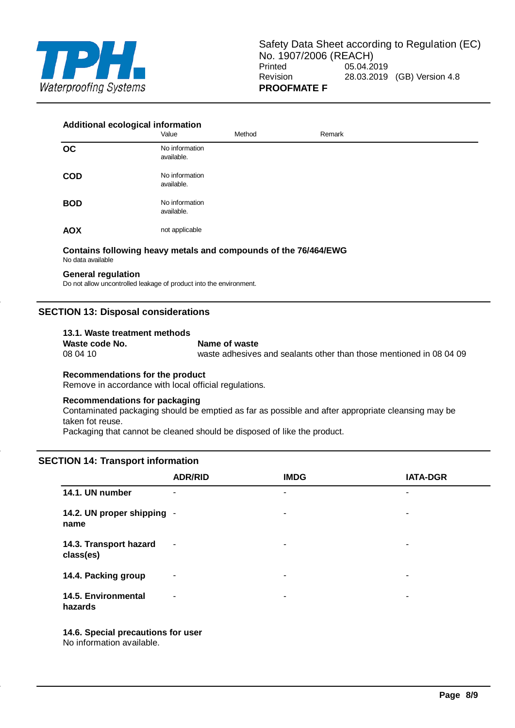### Additional ecological information

| | Value | Method | Remark |
|---|---|---|---|
| **OC** | No information available. | | |
| **COD** | No information available. | | |
| **BOD** | No information available. | | |
| **AOX** | not applicable | | |

**Contains following heavy metals and compounds of the 76/464/EWG**
No data available

**General regulation**
Do not allow uncontrolled leakage of product into the environment.

## SECTION 13: Disposal considerations

### 13.1. Waste treatment methods

| Waste code No. | Name of waste |
|---|---|
| 08 04 10 | waste adhesives and sealants other than those mentioned in 08 04 09 |

**Recommendations for the product**
Remove in accordance with local official regulations.

**Recommendations for packaging**
Contaminated packaging should be emptied as far as possible and after appropriate cleansing may be taken fot reuse.
Packaging that cannot be cleaned should be disposed of like the product.

## SECTION 14: Transport information

| | ADR/RID | IMDG | IATA-DGR |
|---|---|---|---|
| **14.1. UN number** | - | - | - |
| **14.2. UN proper shipping name** | - | - | - |
| **14.3. Transport hazard class(es)** | - | - | - |
| **14.4. Packing group** | - | - | - |
| **14.5. Environmental hazards** | - | - | - |

**14.6. Special precautions for user**
No information available.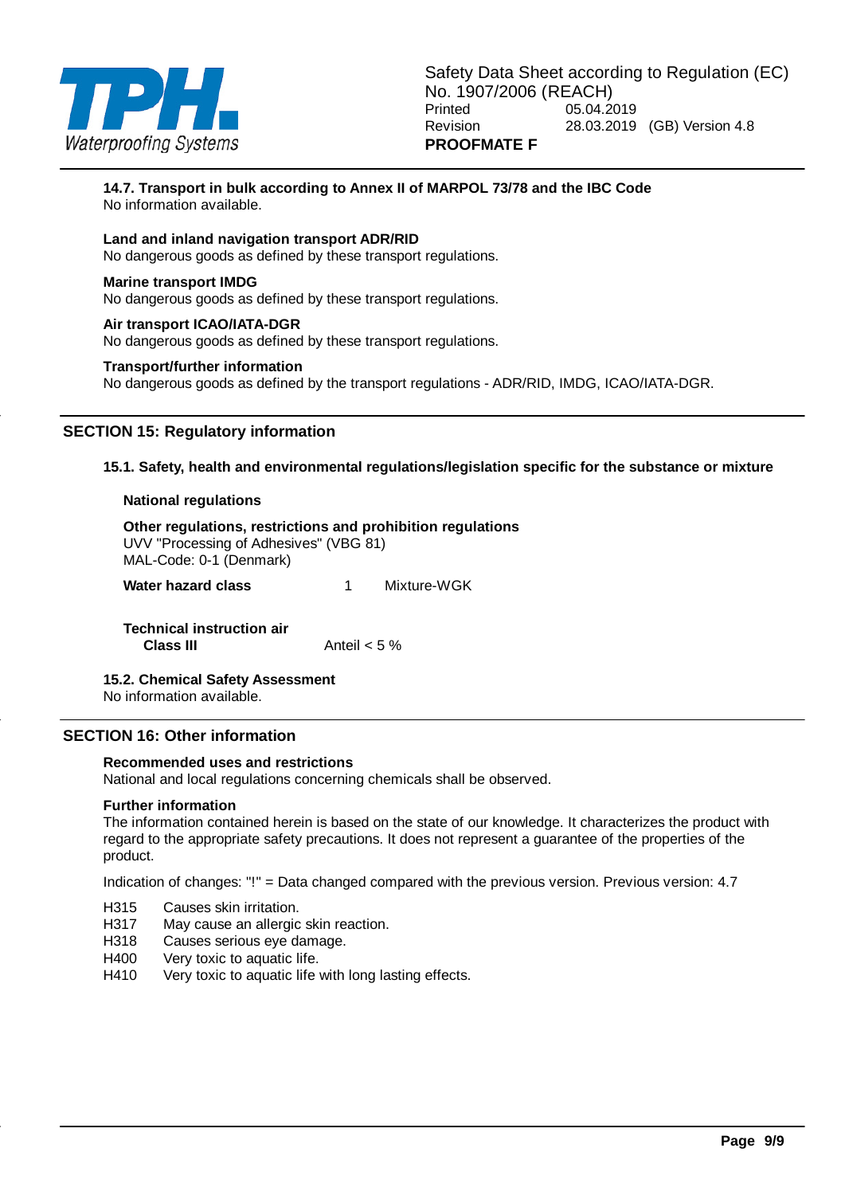**14.7. Transport in bulk according to Annex II of MARPOL 73/78 and the IBC Code**
No information available.

**Land and inland navigation transport ADR/RID**
No dangerous goods as defined by these transport regulations.

**Marine transport IMDG**
No dangerous goods as defined by these transport regulations.

**Air transport ICAO/IATA-DGR**
No dangerous goods as defined by these transport regulations.

**Transport/further information**
No dangerous goods as defined by the transport regulations - ADR/RID, IMDG, ICAO/IATA-DGR.

## SECTION 15: Regulatory information

### 15.1. Safety, health and environmental regulations/legislation specific for the substance or mixture

**National regulations**

**Other regulations, restrictions and prohibition regulations**
UVV "Processing of Adhesives" (VBG 81)
MAL-Code: 0-1 (Denmark)

**Water hazard class** 1 Mixture-WGK

**Technical instruction air**
**Class III** Anteil < 5 %

### 15.2. Chemical Safety Assessment
No information available.

## SECTION 16: Other information

**Recommended uses and restrictions**
National and local regulations concerning chemicals shall be observed.

**Further information**
The information contained herein is based on the state of our knowledge. It characterizes the product with regard to the appropriate safety precautions. It does not represent a guarantee of the properties of the product.

Indication of changes: "!" = Data changed compared with the previous version. Previous version: 4.7

H315 Causes skin irritation.
H317 May cause an allergic skin reaction.
H318 Causes serious eye damage.
H400 Very toxic to aquatic life.
H410 Very toxic to aquatic life with long lasting effects.